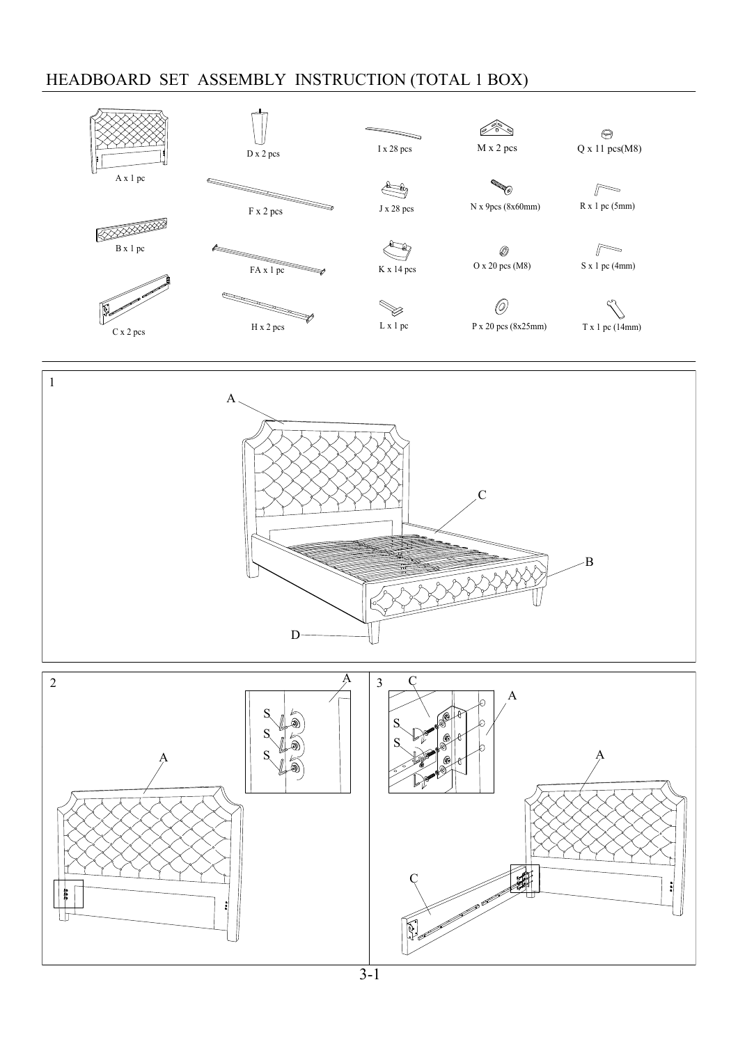# HEADBOARD SET ASSEMBLY INSTRUCTION (TOTAL 1 BOX)

A x 1 pc

D x 2 pcs

I x 28 pcs

M x 2 pcs

Q x 11 pcs(M8)

F x 2 pcs

J x 28 pcs

N x 9pcs (8x60mm)

R x 1 pc (5mm)

B x 1 pc

FA x 1 pc

K x 14 pcs

O x 20 pcs (M8)

S x 1 pc (4mm)

C x 2 pcs

H x 2 pcs

L x 1 pc

P x 20 pcs (8x25mm)

T x 1 pc (14mm)

1

A

C

B

D

2

A

S

S

S

A

3

C

A

S

S

A

C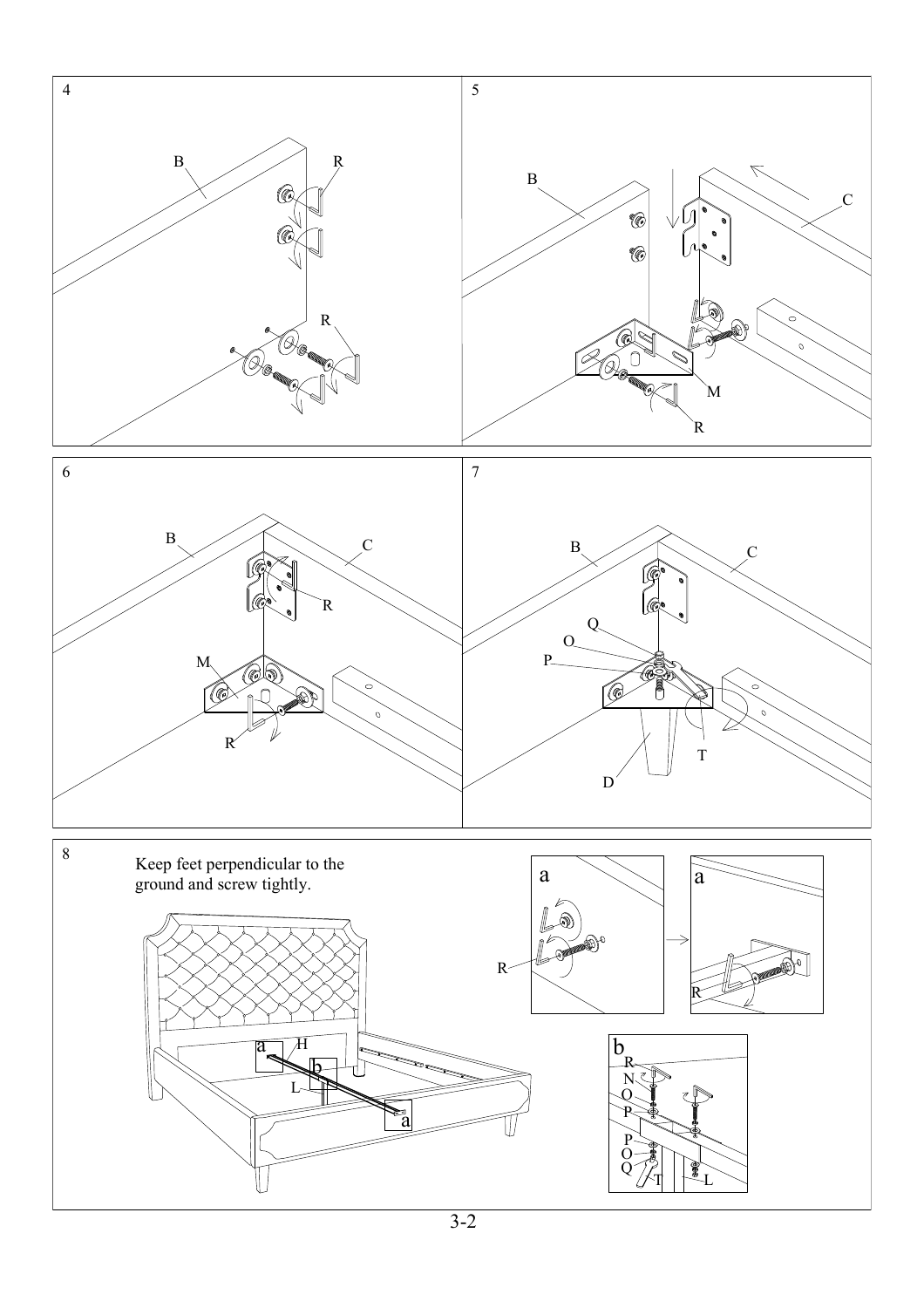4

B R R

5

B C M R

6

B C R M R

7

B C Q O P T D

8

Keep feet perpendicular to the ground and screw tightly.

a H b L a

a R

a R

b R N O P P O Q T L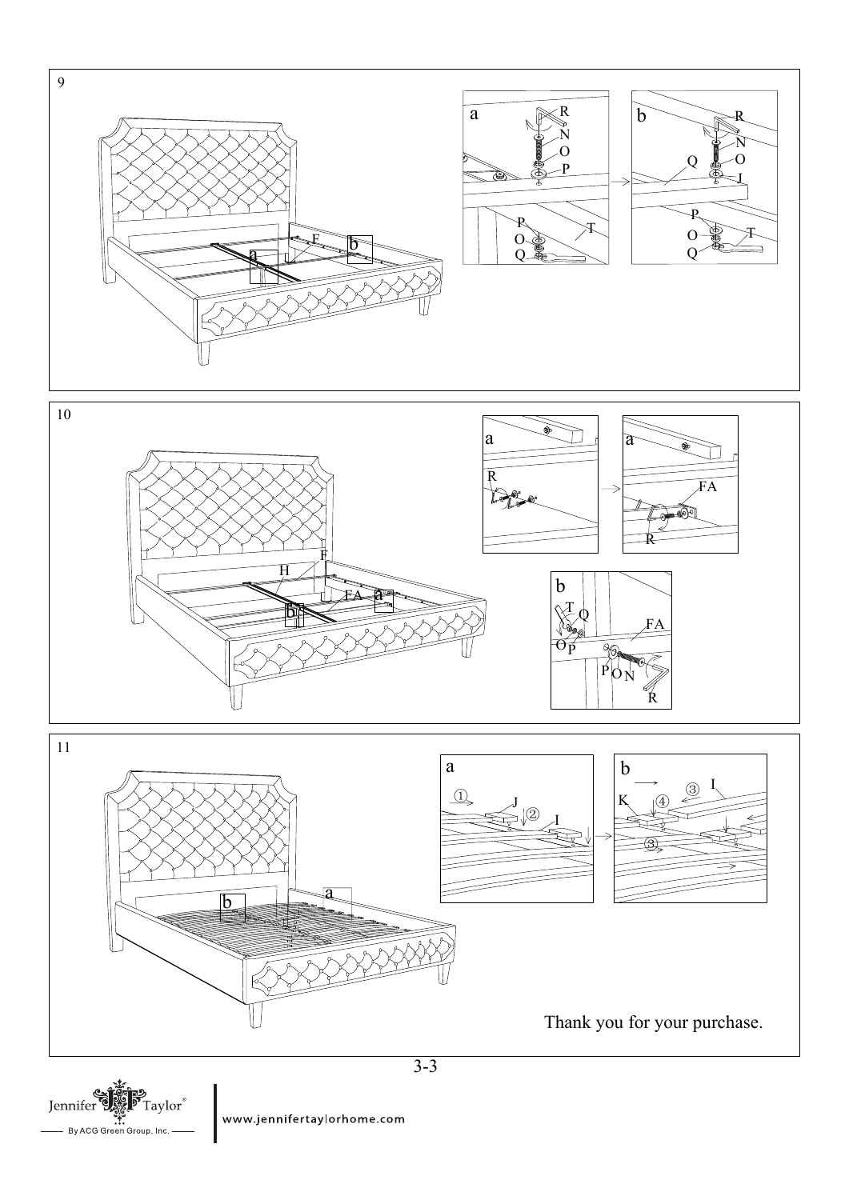9

a

R
N
O
P
P
O
Q
T

b

R
N
O
Q
I
P
O
T
Q

F
b
a

10

a

R

a

FA
R

b

T
Q
O
P
FA
P
O
N
R

F
H
FA
a
b

11

a

①
J
②
I

b

③
I
K
④
③

b
a

Thank you for your purchase.